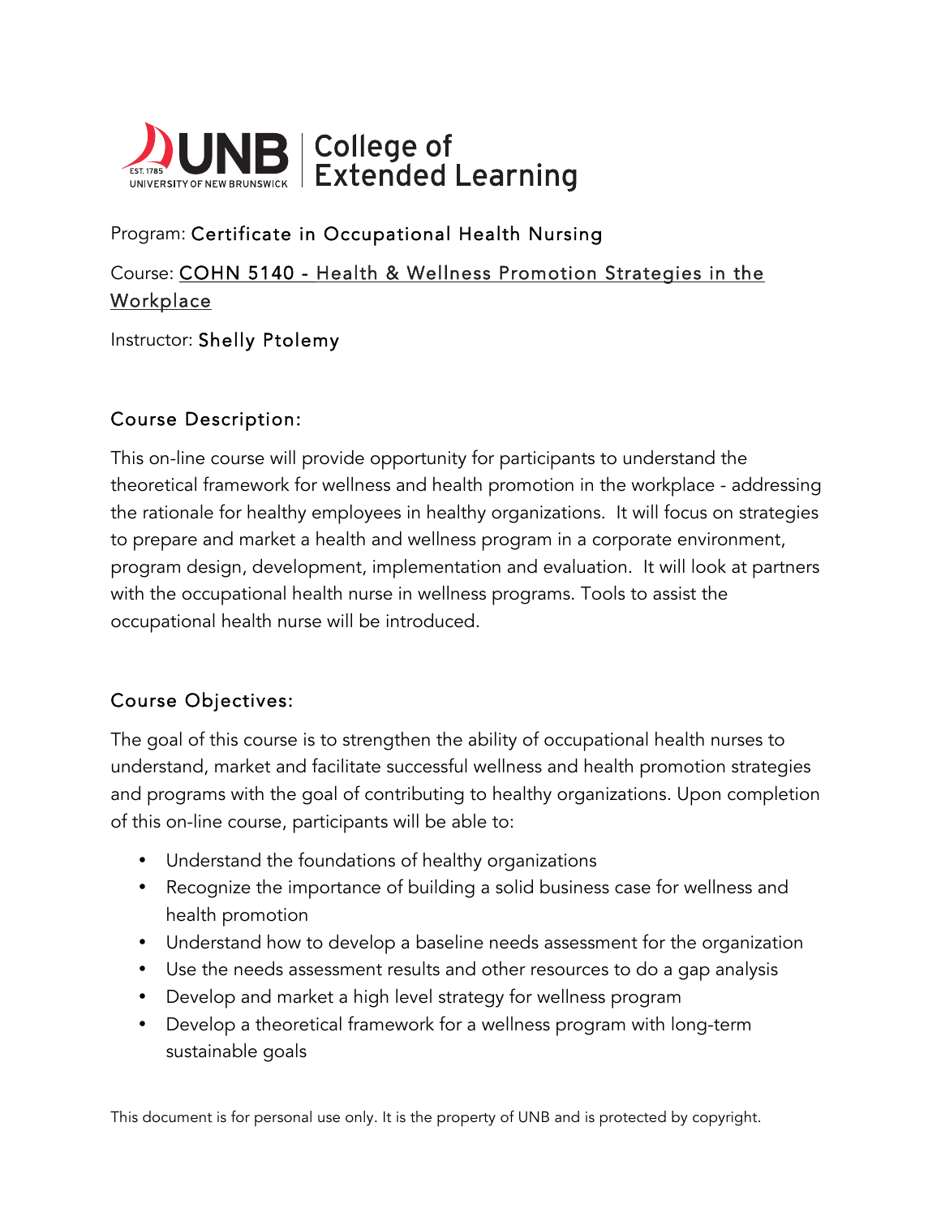UNB College of Extended Learning

Program: Certificate in Occupational Health Nursing

Course: COHN 5140 - Health & Wellness Promotion Strategies in the Workplace

Instructor: Shelly Ptolemy

## Course Description:

This on-line course will provide opportunity for participants to understand the theoretical framework for wellness and health promotion in the workplace - addressing the rationale for healthy employees in healthy organizations. It will focus on strategies to prepare and market a health and wellness program in a corporate environment, program design, development, implementation and evaluation. It will look at partners with the occupational health nurse in wellness programs. Tools to assist the occupational health nurse will be introduced.

## Course Objectives:

The goal of this course is to strengthen the ability of occupational health nurses to understand, market and facilitate successful wellness and health promotion strategies and programs with the goal of contributing to healthy organizations. Upon completion of this on-line course, participants will be able to:

- Understand the foundations of healthy organizations
- Recognize the importance of building a solid business case for wellness and health promotion
- Understand how to develop a baseline needs assessment for the organization
- Use the needs assessment results and other resources to do a gap analysis
- Develop and market a high level strategy for wellness program
- Develop a theoretical framework for a wellness program with long-term sustainable goals

This document is for personal use only. It is the property of UNB and is protected by copyright.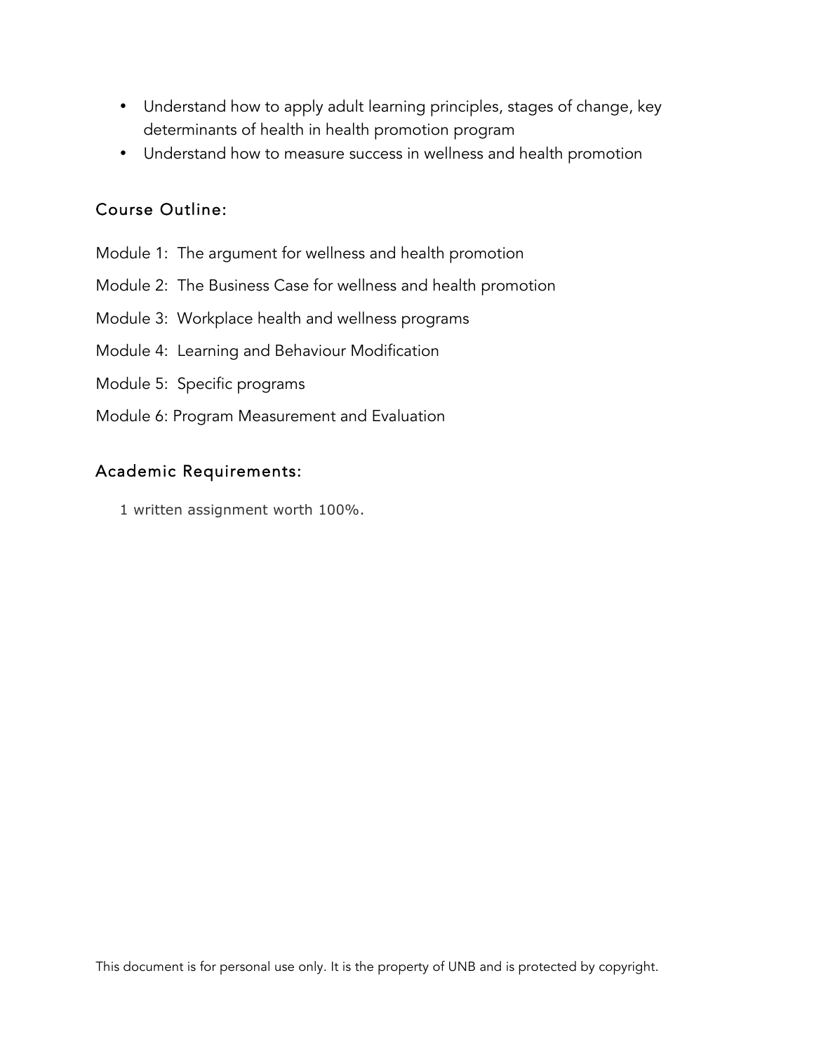- Understand how to apply adult learning principles, stages of change, key determinants of health in health promotion program
- Understand how to measure success in wellness and health promotion

## Course Outline:

Module 1: The argument for wellness and health promotion

Module 2: The Business Case for wellness and health promotion

Module 3: Workplace health and wellness programs

Module 4: Learning and Behaviour Modification

Module 5: Specific programs

Module 6: Program Measurement and Evaluation

## Academic Requirements:

1 written assignment worth 100%.

This document is for personal use only. It is the property of UNB and is protected by copyright.